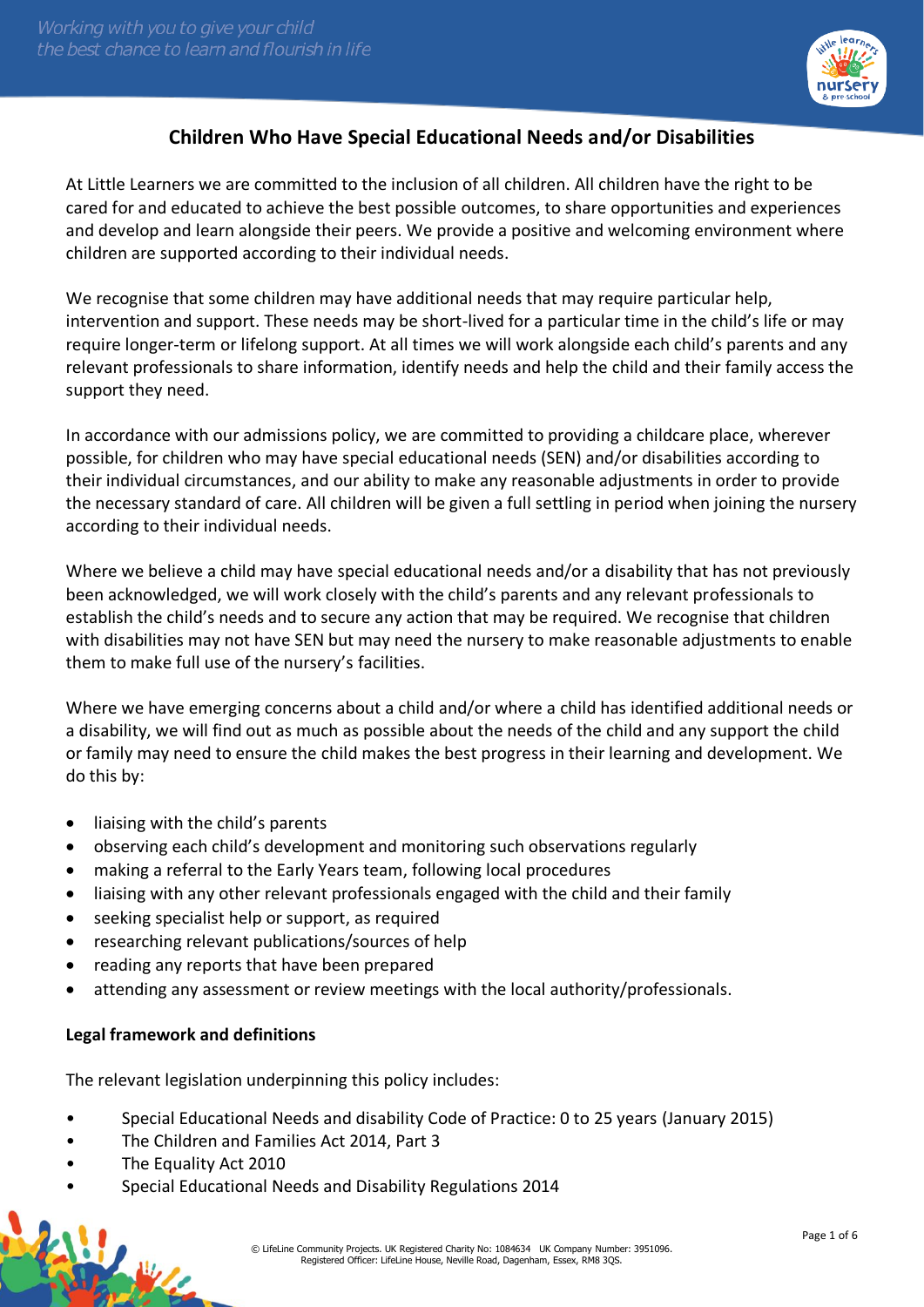# Children Who Have Special Educational Needs and/or Disabilities

At Little Learners we are committed to the inclusion of all children. All children have the right to be cared for and educated to achieve the best possible outcomes, to share opportunities and experiences and develop and learn alongside their peers. We provide a positive and welcoming environment where children are supported according to their individual needs.

We recognise that some children may have additional needs that may require particular help, intervention and support. These needs may be short-lived for a particular time in the child's life or may require longer-term or lifelong support. At all times we will work alongside each child's parents and any relevant professionals to share information, identify needs and help the child and their family access the support they need.

In accordance with our admissions policy, we are committed to providing a childcare place, wherever possible, for children who may have special educational needs (SEN) and/or disabilities according to their individual circumstances, and our ability to make any reasonable adjustments in order to provide the necessary standard of care. All children will be given a full settling in period when joining the nursery according to their individual needs.

Where we believe a child may have special educational needs and/or a disability that has not previously been acknowledged, we will work closely with the child's parents and any relevant professionals to establish the child's needs and to secure any action that may be required. We recognise that children with disabilities may not have SEN but may need the nursery to make reasonable adjustments to enable them to make full use of the nursery's facilities.

Where we have emerging concerns about a child and/or where a child has identified additional needs or a disability, we will find out as much as possible about the needs of the child and any support the child or family may need to ensure the child makes the best progress in their learning and development. We do this by:

- liaising with the child's parents
- observing each child's development and monitoring such observations regularly
- making a referral to the Early Years team, following local procedures
- liaising with any other relevant professionals engaged with the child and their family
- seeking specialist help or support, as required
- researching relevant publications/sources of help
- reading any reports that have been prepared
- attending any assessment or review meetings with the local authority/professionals.

**Legal framework and definitions**

The relevant legislation underpinning this policy includes:

- Special Educational Needs and disability Code of Practice: 0 to 25 years (January 2015)
- The Children and Families Act 2014, Part 3
- The Equality Act 2010
- Special Educational Needs and Disability Regulations 2014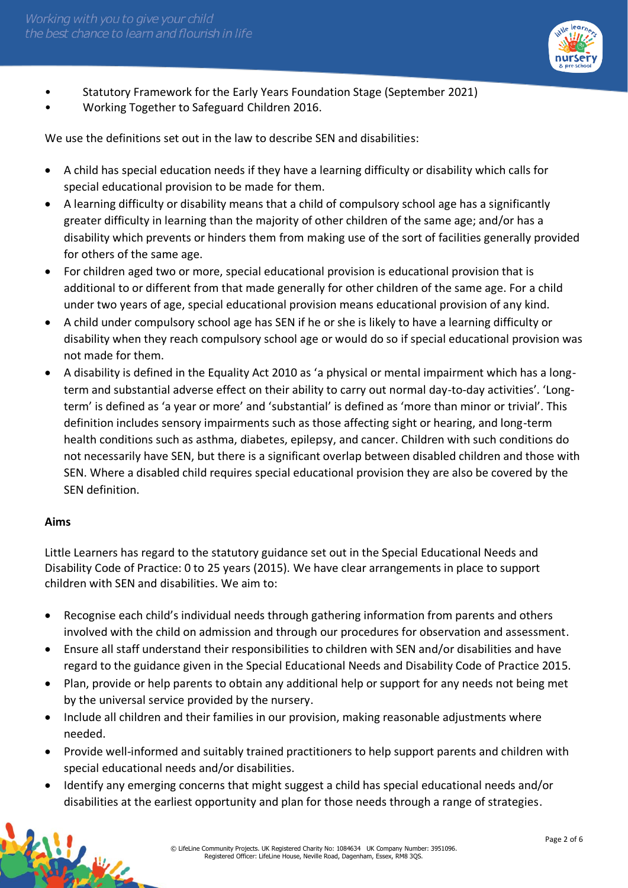- Statutory Framework for the Early Years Foundation Stage (September 2021)
- Working Together to Safeguard Children 2016.

We use the definitions set out in the law to describe SEN and disabilities:

- A child has special education needs if they have a learning difficulty or disability which calls for special educational provision to be made for them.
- A learning difficulty or disability means that a child of compulsory school age has a significantly greater difficulty in learning than the majority of other children of the same age; and/or has a disability which prevents or hinders them from making use of the sort of facilities generally provided for others of the same age.
- For children aged two or more, special educational provision is educational provision that is additional to or different from that made generally for other children of the same age. For a child under two years of age, special educational provision means educational provision of any kind.
- A child under compulsory school age has SEN if he or she is likely to have a learning difficulty or disability when they reach compulsory school age or would do so if special educational provision was not made for them.
- A disability is defined in the Equality Act 2010 as 'a physical or mental impairment which has a long-term and substantial adverse effect on their ability to carry out normal day-to-day activities'. 'Long-term' is defined as 'a year or more' and 'substantial' is defined as 'more than minor or trivial'. This definition includes sensory impairments such as those affecting sight or hearing, and long-term health conditions such as asthma, diabetes, epilepsy, and cancer. Children with such conditions do not necessarily have SEN, but there is a significant overlap between disabled children and those with SEN. Where a disabled child requires special educational provision they are also be covered by the SEN definition.

**Aims**

Little Learners has regard to the statutory guidance set out in the Special Educational Needs and Disability Code of Practice: 0 to 25 years (2015). We have clear arrangements in place to support children with SEN and disabilities. We aim to:

- Recognise each child's individual needs through gathering information from parents and others involved with the child on admission and through our procedures for observation and assessment.
- Ensure all staff understand their responsibilities to children with SEN and/or disabilities and have regard to the guidance given in the Special Educational Needs and Disability Code of Practice 2015.
- Plan, provide or help parents to obtain any additional help or support for any needs not being met by the universal service provided by the nursery.
- Include all children and their families in our provision, making reasonable adjustments where needed.
- Provide well-informed and suitably trained practitioners to help support parents and children with special educational needs and/or disabilities.
- Identify any emerging concerns that might suggest a child has special educational needs and/or disabilities at the earliest opportunity and plan for those needs through a range of strategies.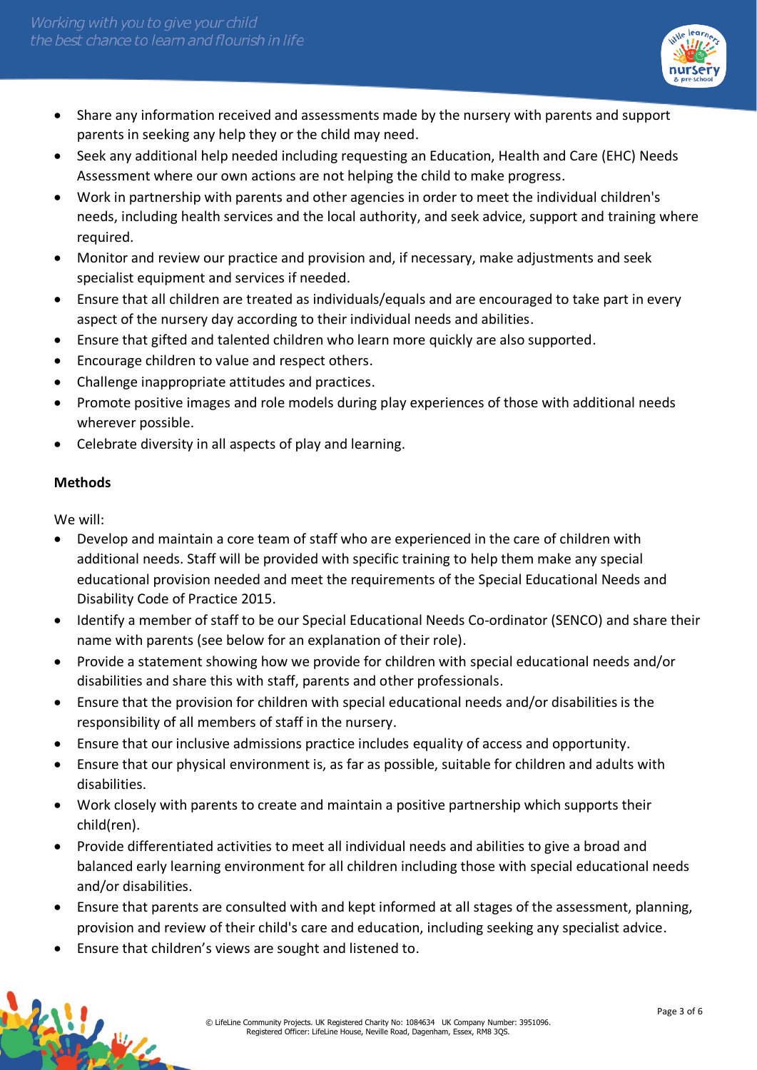- Share any information received and assessments made by the nursery with parents and support parents in seeking any help they or the child may need.
- Seek any additional help needed including requesting an Education, Health and Care (EHC) Needs Assessment where our own actions are not helping the child to make progress.
- Work in partnership with parents and other agencies in order to meet the individual children's needs, including health services and the local authority, and seek advice, support and training where required.
- Monitor and review our practice and provision and, if necessary, make adjustments and seek specialist equipment and services if needed.
- Ensure that all children are treated as individuals/equals and are encouraged to take part in every aspect of the nursery day according to their individual needs and abilities.
- Ensure that gifted and talented children who learn more quickly are also supported.
- Encourage children to value and respect others.
- Challenge inappropriate attitudes and practices.
- Promote positive images and role models during play experiences of those with additional needs wherever possible.
- Celebrate diversity in all aspects of play and learning.

**Methods**

We will:

- Develop and maintain a core team of staff who are experienced in the care of children with additional needs. Staff will be provided with specific training to help them make any special educational provision needed and meet the requirements of the Special Educational Needs and Disability Code of Practice 2015.
- Identify a member of staff to be our Special Educational Needs Co-ordinator (SENCO) and share their name with parents (see below for an explanation of their role).
- Provide a statement showing how we provide for children with special educational needs and/or disabilities and share this with staff, parents and other professionals.
- Ensure that the provision for children with special educational needs and/or disabilities is the responsibility of all members of staff in the nursery.
- Ensure that our inclusive admissions practice includes equality of access and opportunity.
- Ensure that our physical environment is, as far as possible, suitable for children and adults with disabilities.
- Work closely with parents to create and maintain a positive partnership which supports their child(ren).
- Provide differentiated activities to meet all individual needs and abilities to give a broad and balanced early learning environment for all children including those with special educational needs and/or disabilities.
- Ensure that parents are consulted with and kept informed at all stages of the assessment, planning, provision and review of their child's care and education, including seeking any specialist advice.
- Ensure that children's views are sought and listened to.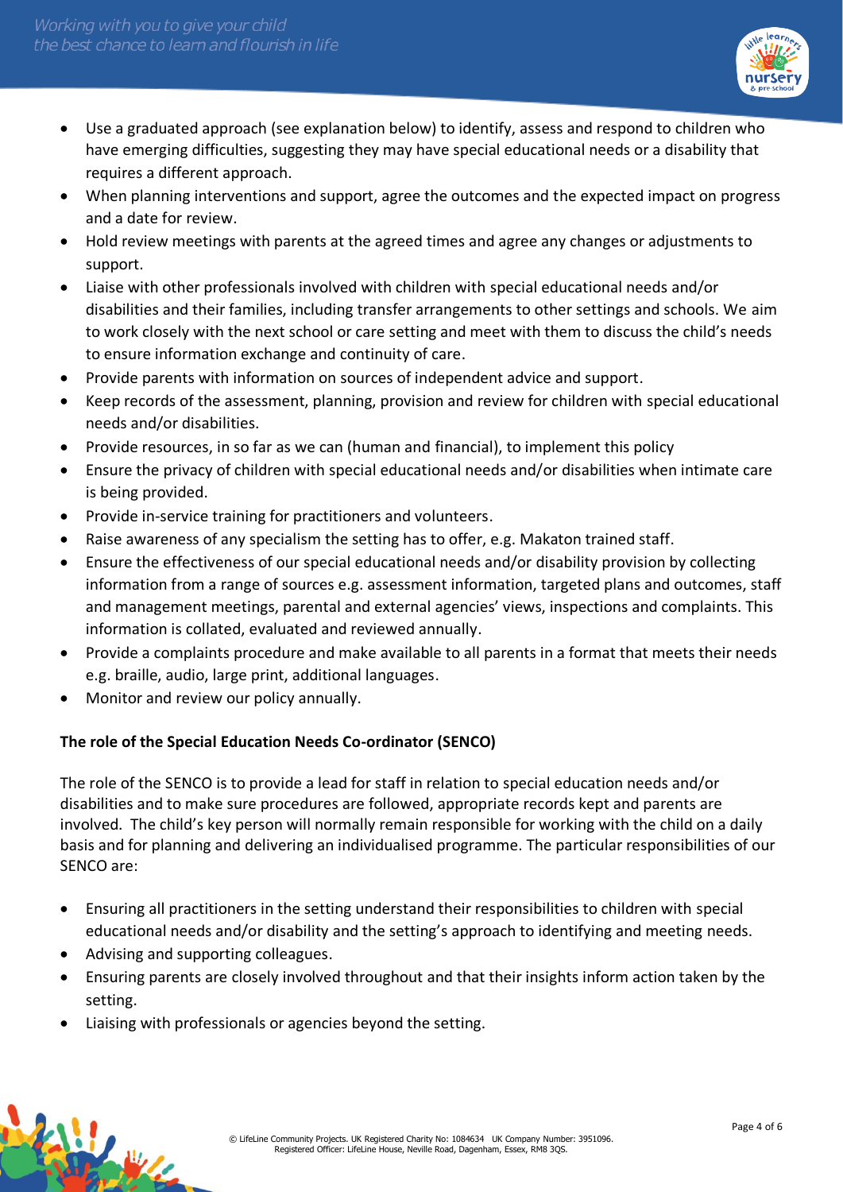- Use a graduated approach (see explanation below) to identify, assess and respond to children who have emerging difficulties, suggesting they may have special educational needs or a disability that requires a different approach.
- When planning interventions and support, agree the outcomes and the expected impact on progress and a date for review.
- Hold review meetings with parents at the agreed times and agree any changes or adjustments to support.
- Liaise with other professionals involved with children with special educational needs and/or disabilities and their families, including transfer arrangements to other settings and schools. We aim to work closely with the next school or care setting and meet with them to discuss the child's needs to ensure information exchange and continuity of care.
- Provide parents with information on sources of independent advice and support.
- Keep records of the assessment, planning, provision and review for children with special educational needs and/or disabilities.
- Provide resources, in so far as we can (human and financial), to implement this policy
- Ensure the privacy of children with special educational needs and/or disabilities when intimate care is being provided.
- Provide in-service training for practitioners and volunteers.
- Raise awareness of any specialism the setting has to offer, e.g. Makaton trained staff.
- Ensure the effectiveness of our special educational needs and/or disability provision by collecting information from a range of sources e.g. assessment information, targeted plans and outcomes, staff and management meetings, parental and external agencies' views, inspections and complaints. This information is collated, evaluated and reviewed annually.
- Provide a complaints procedure and make available to all parents in a format that meets their needs e.g. braille, audio, large print, additional languages.
- Monitor and review our policy annually.

**The role of the Special Education Needs Co-ordinator (SENCO)**

The role of the SENCO is to provide a lead for staff in relation to special education needs and/or disabilities and to make sure procedures are followed, appropriate records kept and parents are involved. The child's key person will normally remain responsible for working with the child on a daily basis and for planning and delivering an individualised programme. The particular responsibilities of our SENCO are:

- Ensuring all practitioners in the setting understand their responsibilities to children with special educational needs and/or disability and the setting's approach to identifying and meeting needs.
- Advising and supporting colleagues.
- Ensuring parents are closely involved throughout and that their insights inform action taken by the setting.
- Liaising with professionals or agencies beyond the setting.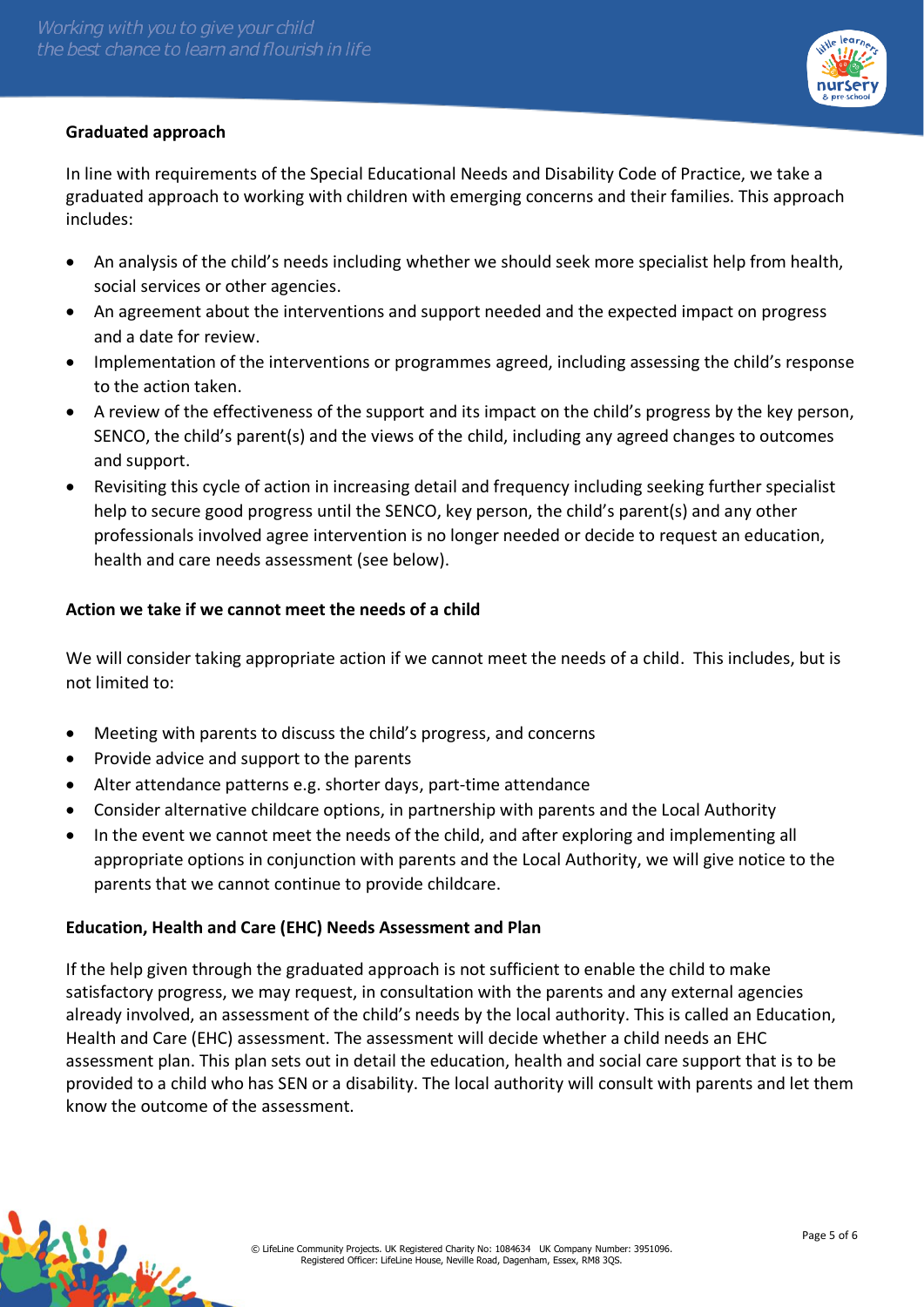## Graduated approach

In line with requirements of the Special Educational Needs and Disability Code of Practice, we take a graduated approach to working with children with emerging concerns and their families. This approach includes:

- An analysis of the child's needs including whether we should seek more specialist help from health, social services or other agencies.
- An agreement about the interventions and support needed and the expected impact on progress and a date for review.
- Implementation of the interventions or programmes agreed, including assessing the child's response to the action taken.
- A review of the effectiveness of the support and its impact on the child's progress by the key person, SENCO, the child's parent(s) and the views of the child, including any agreed changes to outcomes and support.
- Revisiting this cycle of action in increasing detail and frequency including seeking further specialist help to secure good progress until the SENCO, key person, the child's parent(s) and any other professionals involved agree intervention is no longer needed or decide to request an education, health and care needs assessment (see below).

## Action we take if we cannot meet the needs of a child

We will consider taking appropriate action if we cannot meet the needs of a child. This includes, but is not limited to:

- Meeting with parents to discuss the child's progress, and concerns
- Provide advice and support to the parents
- Alter attendance patterns e.g. shorter days, part-time attendance
- Consider alternative childcare options, in partnership with parents and the Local Authority
- In the event we cannot meet the needs of the child, and after exploring and implementing all appropriate options in conjunction with parents and the Local Authority, we will give notice to the parents that we cannot continue to provide childcare.

## Education, Health and Care (EHC) Needs Assessment and Plan

If the help given through the graduated approach is not sufficient to enable the child to make satisfactory progress, we may request, in consultation with the parents and any external agencies already involved, an assessment of the child's needs by the local authority. This is called an Education, Health and Care (EHC) assessment. The assessment will decide whether a child needs an EHC assessment plan. This plan sets out in detail the education, health and social care support that is to be provided to a child who has SEN or a disability. The local authority will consult with parents and let them know the outcome of the assessment.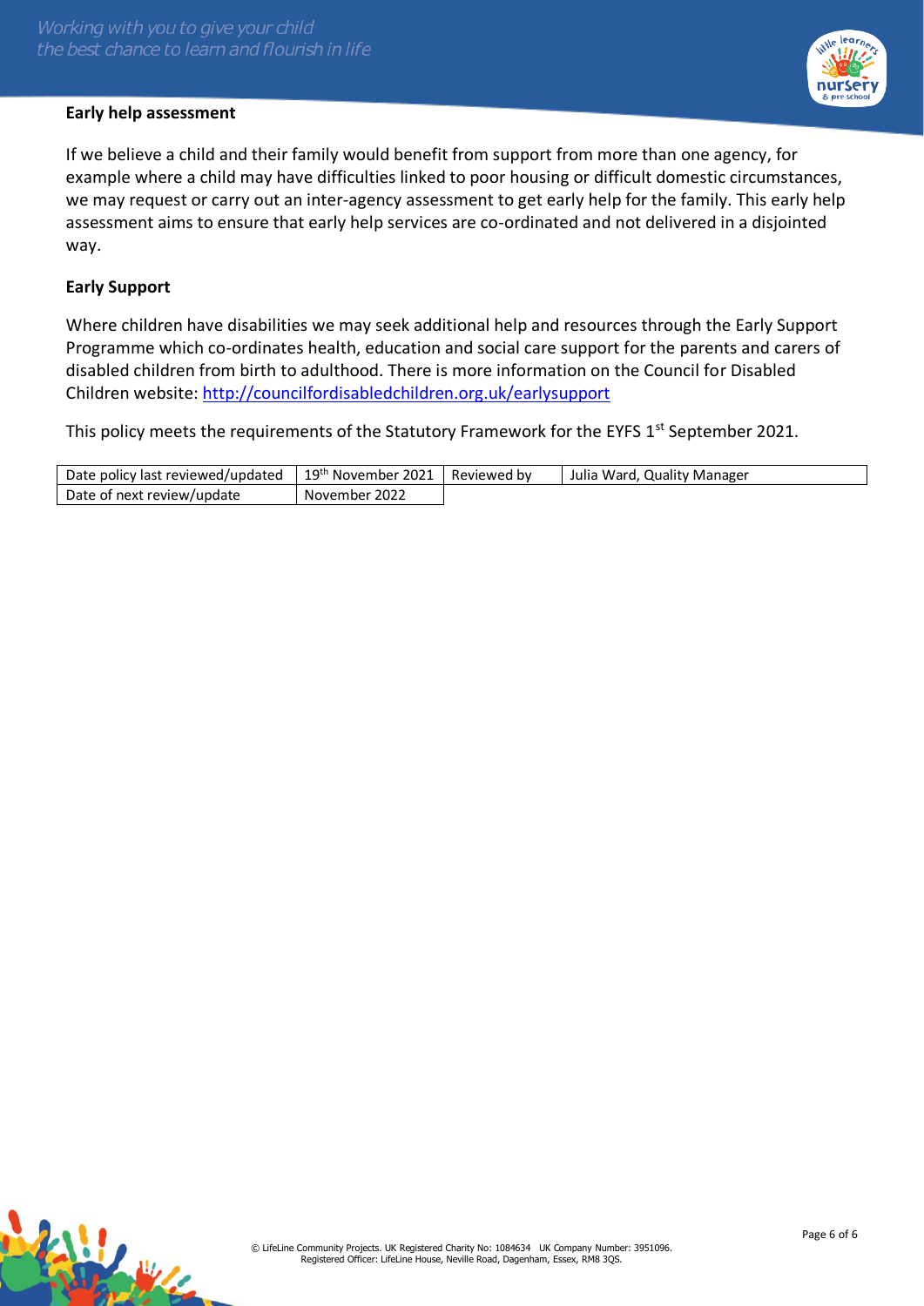**Early help assessment**

If we believe a child and their family would benefit from support from more than one agency, for example where a child may have difficulties linked to poor housing or difficult domestic circumstances, we may request or carry out an inter-agency assessment to get early help for the family. This early help assessment aims to ensure that early help services are co-ordinated and not delivered in a disjointed way.

**Early Support**

Where children have disabilities we may seek additional help and resources through the Early Support Programme which co-ordinates health, education and social care support for the parents and carers of disabled children from birth to adulthood. There is more information on the Council for Disabled Children website: [http://councilfordisabledchildren.org.uk/earlysupport](http://councilfordisabledchildren.org.uk/earlysupport)

This policy meets the requirements of the Statutory Framework for the EYFS 1st September 2021.

| | | | |
|---|---|---|---|
| Date policy last reviewed/updated | 19th November 2021 | Reviewed by | Julia Ward, Quality Manager |
| Date of next review/update | November 2022 | | |

© LifeLine Community Projects. UK Registered Charity No: 1084634 UK Company Number: 3951096.
Registered Officer: LifeLine House, Neville Road, Dagenham, Essex, RM8 3QS.